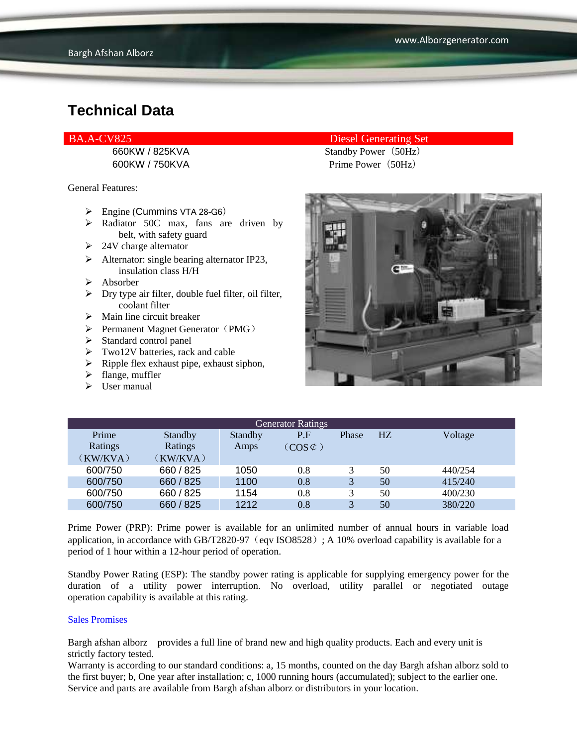# Technical Data

| BA.A-CV825 | Diesel Generating Set |
|---|---|
| 660KW / 825KVA | Standby Power（50Hz） |
| 600KW / 750KVA | Prime Power（50Hz） |

General Features:

- Engine (Cummins VTA 28-G6）
- Radiator 50C max, fans are driven by belt, with safety guard
- 24V charge alternator
- Alternator: single bearing alternator IP23, insulation class H/H
- Absorber
- Dry type air filter, double fuel filter, oil filter, coolant filter
- Main line circuit breaker
- Permanent Magnet Generator（PMG）
- Standard control panel
- Two12V batteries, rack and cable
- Ripple flex exhaust pipe, exhaust siphon,
- flange, muffler
- User manual

| Generator Ratings | | | | | | |
|---|---|---|---|---|---|---|
| Prime Ratings （KW/KVA） | Standby Ratings （KW/KVA） | Standby Amps | P.F （COS¢） | Phase | HZ | Voltage |
| 600/750 | 660 / 825 | 1050 | 0.8 | 3 | 50 | 440/254 |
| 600/750 | 660 / 825 | 1100 | 0.8 | 3 | 50 | 415/240 |
| 600/750 | 660 / 825 | 1154 | 0.8 | 3 | 50 | 400/230 |
| 600/750 | 660 / 825 | 1212 | 0.8 | 3 | 50 | 380/220 |

Prime Power (PRP): Prime power is available for an unlimited number of annual hours in variable load application, in accordance with GB/T2820-97（eqv ISO8528）; A 10% overload capability is available for a period of 1 hour within a 12-hour period of operation.

Standby Power Rating (ESP): The standby power rating is applicable for supplying emergency power for the duration of a utility power interruption. No overload, utility parallel or negotiated outage operation capability is available at this rating.

Sales Promises

Bargh afshan alborz provides a full line of brand new and high quality products. Each and every unit is strictly factory tested.
Warranty is according to our standard conditions: a, 15 months, counted on the day Bargh afshan alborz sold to the first buyer; b, One year after installation; c, 1000 running hours (accumulated); subject to the earlier one.
Service and parts are available from Bargh afshan alborz or distributors in your location.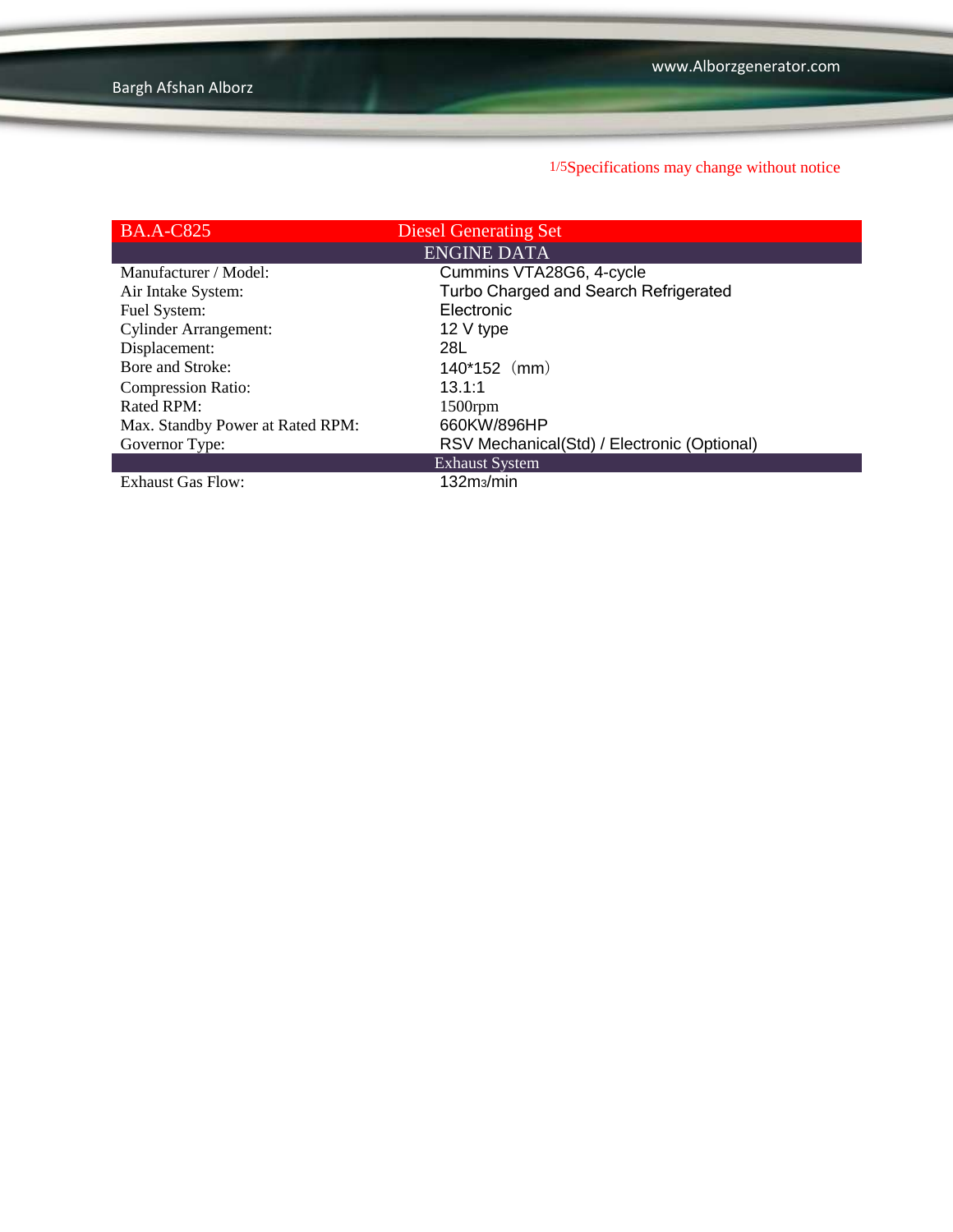| BA.A-C825 | Diesel Generating Set |
|---|---|
| **ENGINE DATA** | |
| Manufacturer / Model: | Cummins VTA28G6, 4-cycle |
| Air Intake System: | Turbo Charged and Search Refrigerated |
| Fuel System: | Electronic |
| Cylinder Arrangement: | 12 V type |
| Displacement: | 28L |
| Bore and Stroke: | 140*152（mm） |
| Compression Ratio: | 13.1:1 |
| Rated RPM: | 1500rpm |
| Max. Standby Power at Rated RPM: | 660KW/896HP |
| Governor Type: | RSV Mechanical(Std) / Electronic (Optional) |
| **Exhaust System** | |
| Exhaust Gas Flow: | 132$m^3$/min |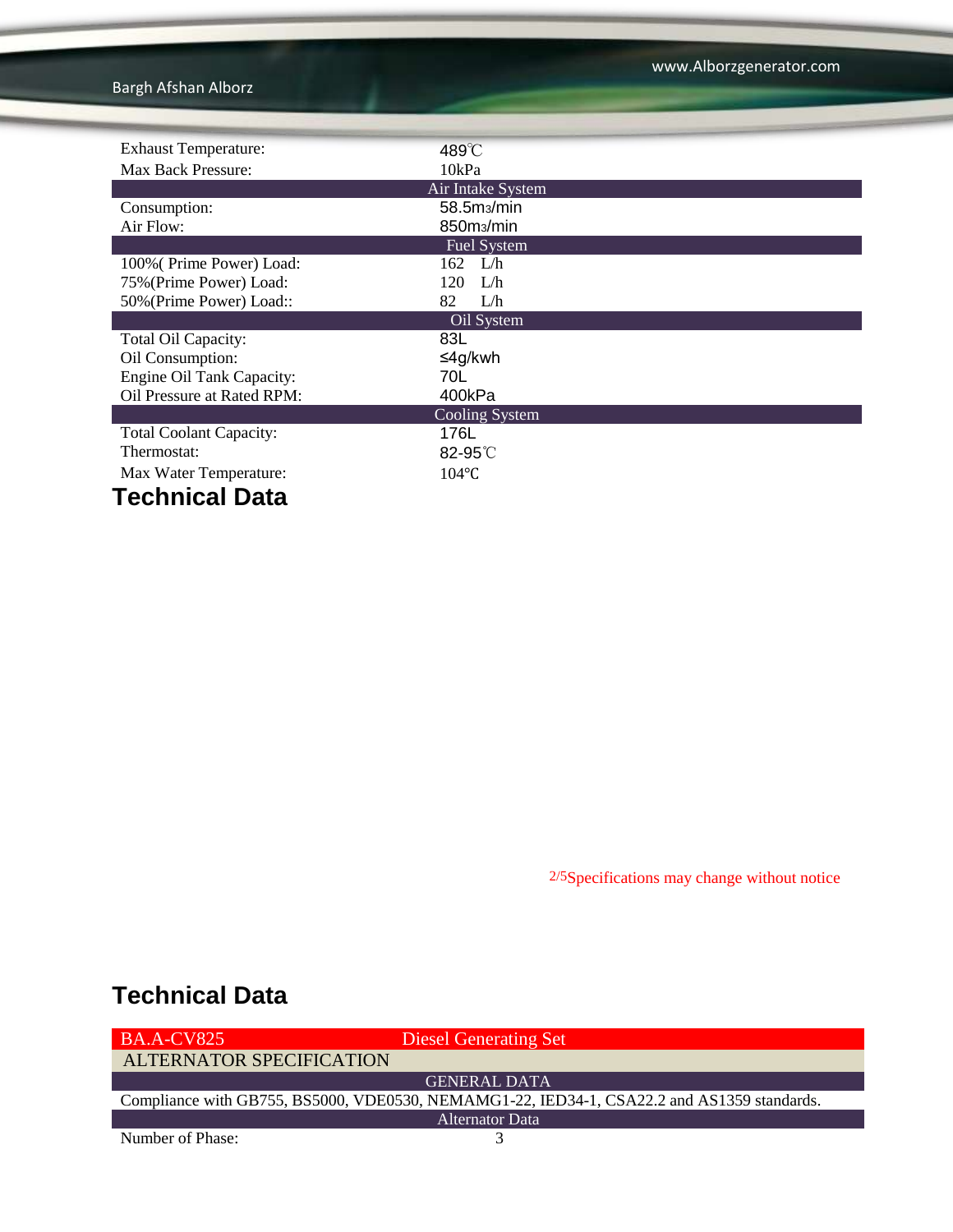| | |
|---|---|
| Exhaust Temperature: | 489℃ |
| Max Back Pressure: | 10kPa |
| **Air Intake System** | |
| Consumption: | 58.5m3/min |
| Air Flow: | 850m3/min |
| **Fuel System** | |
| 100%( Prime Power) Load: | 162 L/h |
| 75%(Prime Power) Load: | 120 L/h |
| 50%(Prime Power) Load:: | 82 L/h |
| **Oil System** | |
| Total Oil Capacity: | 83L |
| Oil Consumption: | ≤4g/kwh |
| Engine Oil Tank Capacity: | 70L |
| Oil Pressure at Rated RPM: | 400kPa |
| **Cooling System** | |
| Total Coolant Capacity: | 176L |
| Thermostat: | 82-95℃ |
| Max Water Temperature: | 104℃ |

## Technical Data

Specifications may change without notice

## Technical Data

| BA.A-CV825 | Diesel Generating Set |
|---|---|
| ALTERNATOR SPECIFICATION | |
| **GENERAL DATA** | |
| Compliance with GB755, BS5000, VDE0530, NEMAMG1-22, IED34-1, CSA22.2 and AS1359 standards. | |
| **Alternator Data** | |
| Number of Phase: | 3 |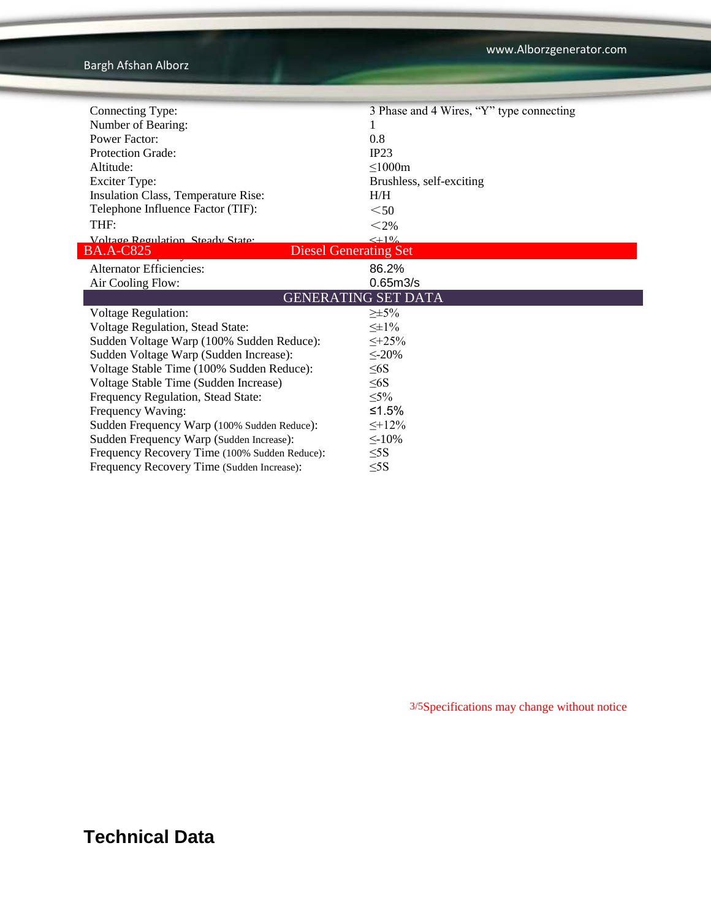| | |
|---|---|
| Connecting Type: | 3 Phase and 4 Wires, “Y” type connecting |
| Number of Bearing: | 1 |
| Power Factor: | 0.8 |
| Protection Grade: | IP23 |
| Altitude: | ≤1000m |
| Exciter Type: | Brushless, self-exciting |
| Insulation Class, Temperature Rise: | H/H |
| Telephone Influence Factor (TIF): | <50 |
| THF: | <2% |
| Voltage Regulation, Steady State: | ≤±1% |

**BA.A-C825 Diesel Generating Set**

| | |
|---|---|
| Alternator Efficiencies: | 86.2% |
| Air Cooling Flow: | 0.65m3/s |

| GENERATING SET DATA | |
|---|---|
| Voltage Regulation: | ≥±5% |
| Voltage Regulation, Stead State: | ≤±1% |
| Sudden Voltage Warp (100% Sudden Reduce): | ≤+25% |
| Sudden Voltage Warp (Sudden Increase): | ≤-20% |
| Voltage Stable Time (100% Sudden Reduce): | ≤6S |
| Voltage Stable Time (Sudden Increase) | ≤6S |
| Frequency Regulation, Stead State: | ≤5% |
| Frequency Waving: | ≤1.5% |
| Sudden Frequency Warp (100% Sudden Reduce): | ≤+12% |
| Sudden Frequency Warp (Sudden Increase): | ≤-10% |
| Frequency Recovery Time (100% Sudden Reduce): | ≤5S |
| Frequency Recovery Time (Sudden Increase): | ≤5S |

Specifications may change without notice

# Technical Data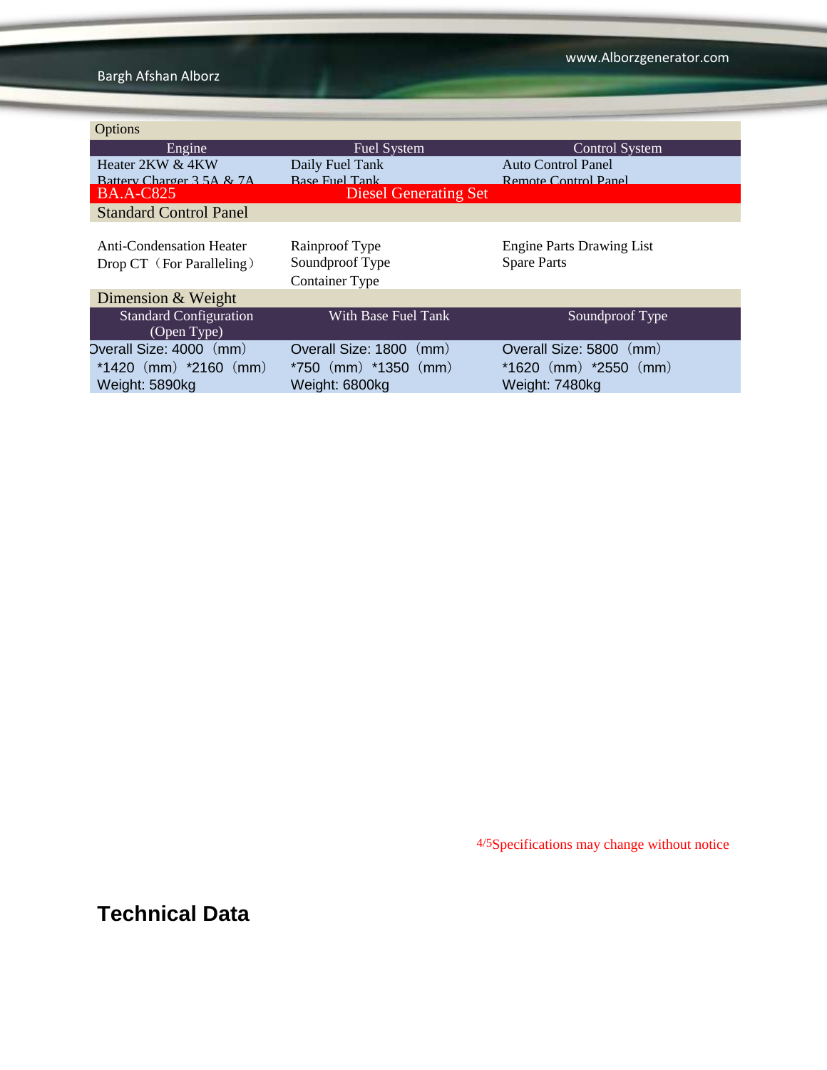## Options

| Engine | Fuel System | Control System |
|---|---|---|
| Heater 2KW & 4KW | Daily Fuel Tank | Auto Control Panel |
| Battery Charger 3.5A & 7A | Base Fuel Tank | Remote Control Panel |

**BA.A-C825 Diesel Generating Set**

## Standard Control Panel

| | | |
|---|---|---|
| Anti-Condensation Heater | Rainproof Type | Engine Parts Drawing List |
| Drop CT（For Paralleling） | Soundproof Type | Spare Parts |
| | Container Type | |

## Dimension & Weight

| Standard Configuration (Open Type) | With Base Fuel Tank | Soundproof Type |
|---|---|---|
| Overall Size: 4000（mm）*1420（mm）*2160（mm） | Overall Size: 1800（mm）*750（mm）*1350（mm） | Overall Size: 5800（mm）*1620（mm）*2550（mm） |
| Weight: 5890kg | Weight: 6800kg | Weight: 7480kg |

Specifications may change without notice

## Technical Data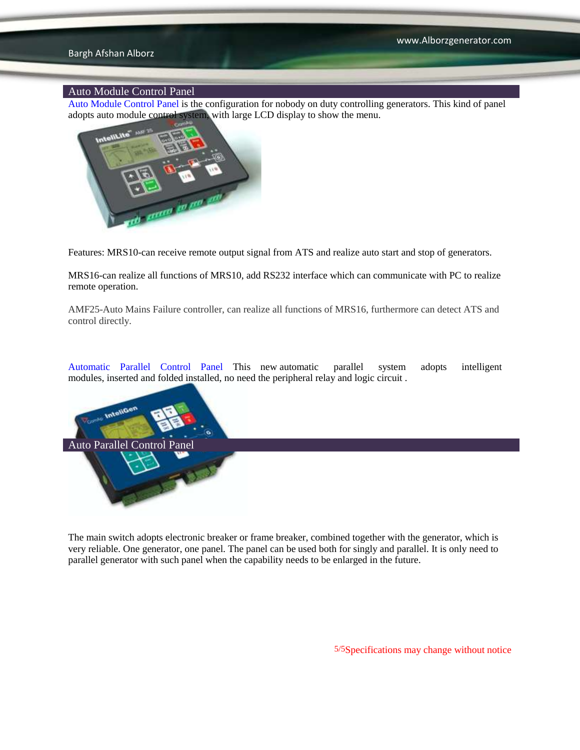## Auto Module Control Panel

Auto Module Control Panel is the configuration for nobody on duty controlling generators. This kind of panel adopts auto module control system, with large LCD display to show the menu.

Features: MRS10-can receive remote output signal from ATS and realize auto start and stop of generators.

MRS16-can realize all functions of MRS10, add RS232 interface which can communicate with PC to realize remote operation.

AMF25-Auto Mains Failure controller, can realize all functions of MRS16, furthermore can detect ATS and control directly.

Automatic Parallel Control Panel This new automatic parallel system adopts intelligent modules, inserted and folded installed, no need the peripheral relay and logic circuit .

## Auto Parallel Control Panel

The main switch adopts electronic breaker or frame breaker, combined together with the generator, which is very reliable. One generator, one panel. The panel can be used both for singly and parallel. It is only need to parallel generator with such panel when the capability needs to be enlarged in the future.

Specifications may change without notice